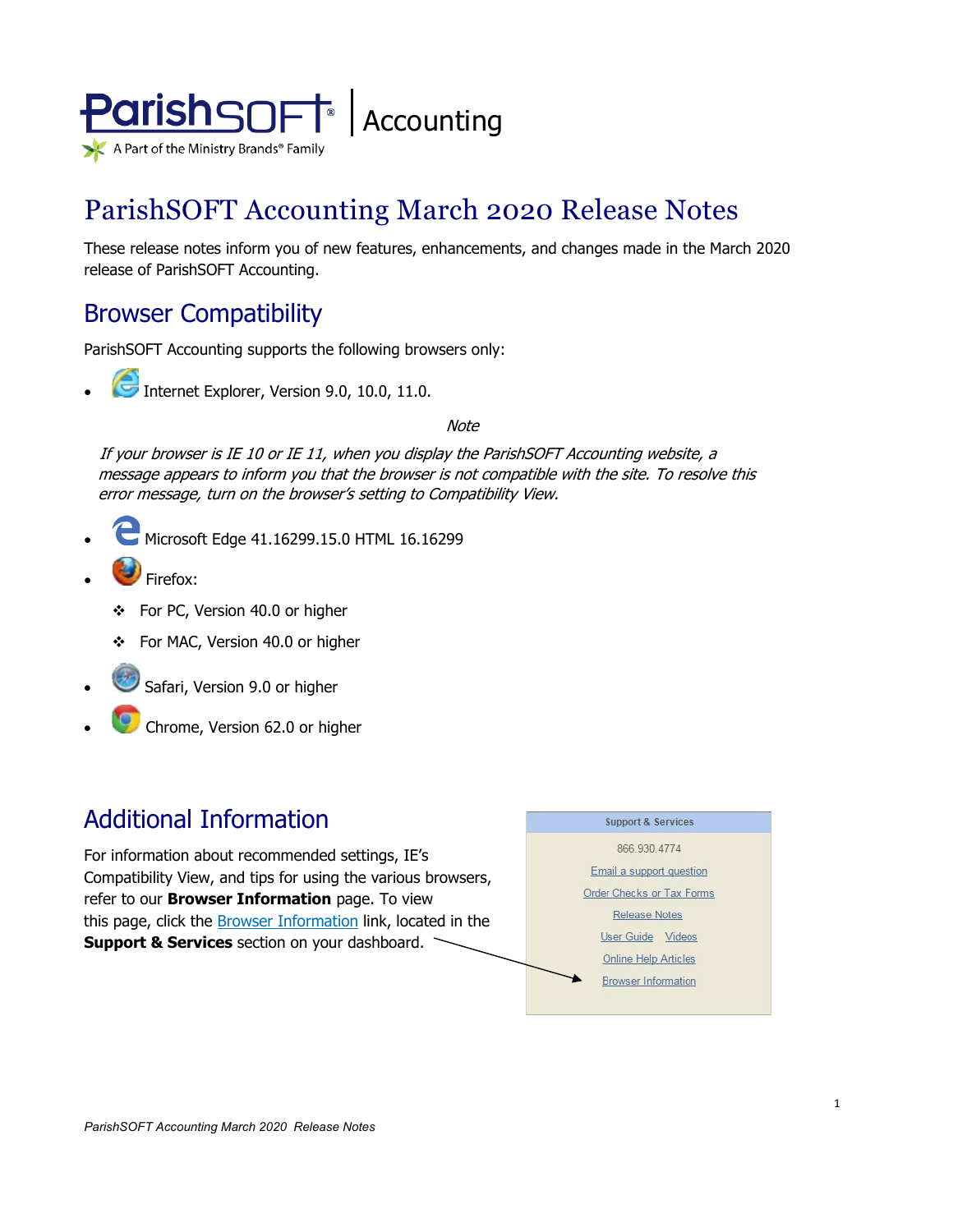ParishSOFT | Accounting

A Part of the Ministry Brands® Family

# ParishSOFT Accounting March 2020 Release Notes

These release notes inform you of new features, enhancements, and changes made in the March 2020 release of ParishSOFT Accounting.

## Browser Compatibility

ParishSOFT Accounting supports the following browsers only:

- Internet Explorer, Version 9.0, 10.0, 11.0.

*Note*

*If your browser is IE 10 or IE 11, when you display the ParishSOFT Accounting website, a message appears to inform you that the browser is not compatible with the site. To resolve this error message, turn on the browser's setting to Compatibility View.*

- Microsoft Edge 41.16299.15.0 HTML 16.16299
- Firefox:
  - For PC, Version 40.0 or higher
  - For MAC, Version 40.0 or higher
- Safari, Version 9.0 or higher
- Chrome, Version 62.0 or higher

## Additional Information

For information about recommended settings, IE's Compatibility View, and tips for using the various browsers, refer to our **Browser Information** page. To view this page, click the Browser Information link, located in the **Support & Services** section on your dashboard.

**Support & Services**

866.930.4774

Email a support question

Order Checks or Tax Forms

Release Notes

User Guide  Videos

Online Help Articles

Browser Information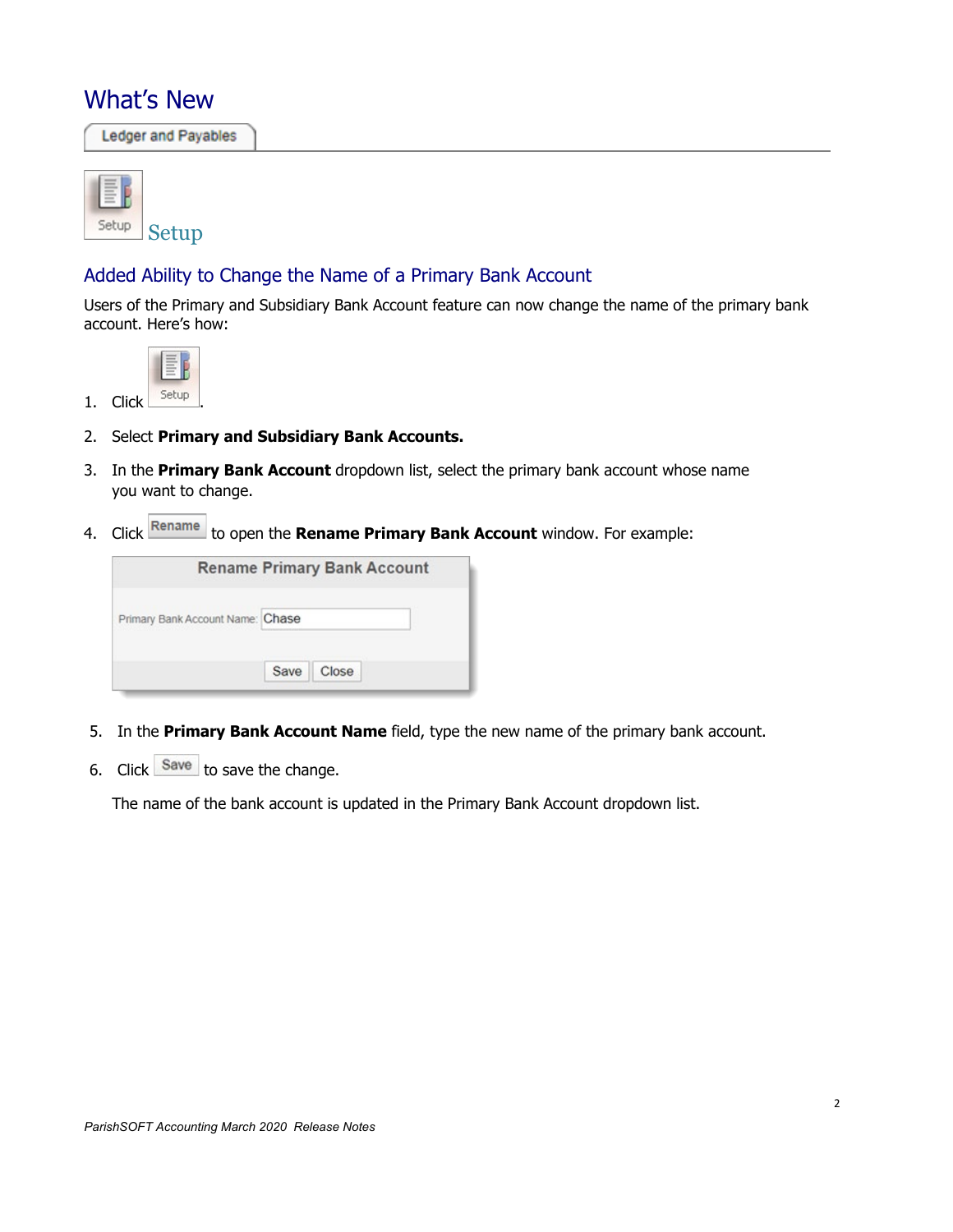# What's New

Ledger and Payables

## Setup

### Added Ability to Change the Name of a Primary Bank Account

Users of the Primary and Subsidiary Bank Account feature can now change the name of the primary bank account. Here's how:

1. Click Setup.
2. Select **Primary and Subsidiary Bank Accounts.**
3. In the **Primary Bank Account** dropdown list, select the primary bank account whose name you want to change.
4. Click Rename to open the **Rename Primary Bank Account** window. For example:

   Rename Primary Bank Account

   Primary Bank Account Name: Chase

   Save Close

5. In the **Primary Bank Account Name** field, type the new name of the primary bank account.
6. Click Save to save the change.

   The name of the bank account is updated in the Primary Bank Account dropdown list.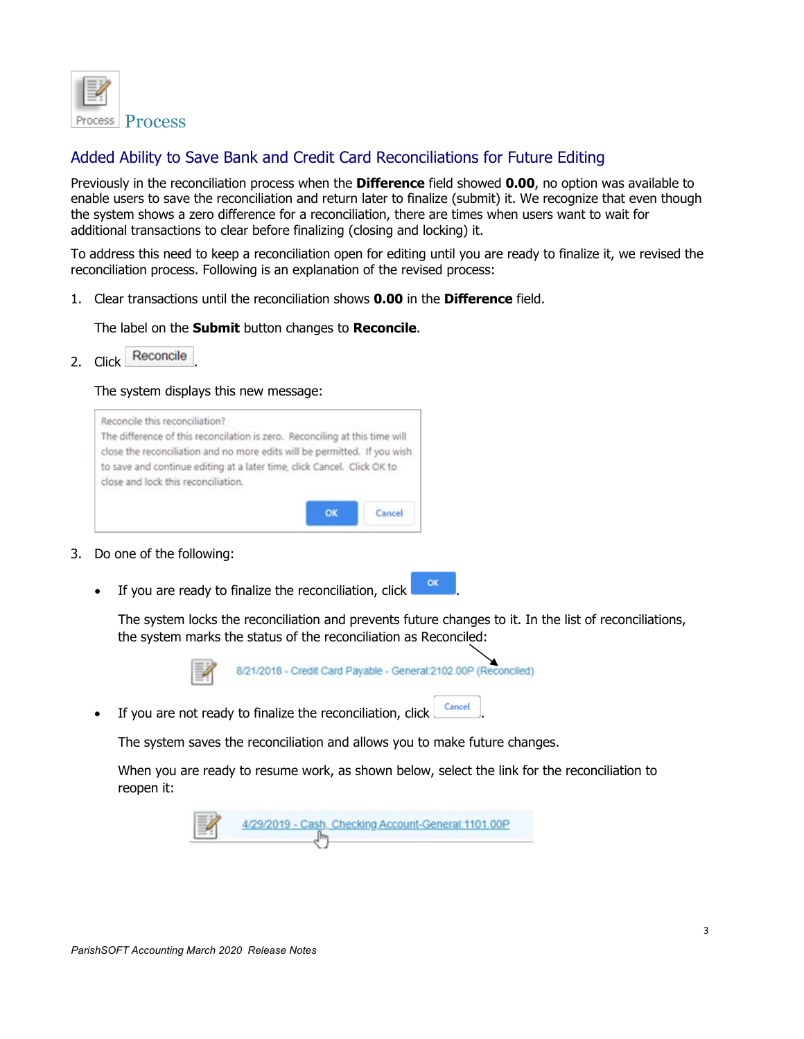# Process

## Added Ability to Save Bank and Credit Card Reconciliations for Future Editing

Previously in the reconciliation process when the **Difference** field showed **0.00**, no option was available to enable users to save the reconciliation and return later to finalize (submit) it. We recognize that even though the system shows a zero difference for a reconciliation, there are times when users want to wait for additional transactions to clear before finalizing (closing and locking) it.

To address this need to keep a reconciliation open for editing until you are ready to finalize it, we revised the reconciliation process. Following is an explanation of the revised process:

1. Clear transactions until the reconciliation shows **0.00** in the **Difference** field.

   The label on the **Submit** button changes to **Reconcile**.

2. Click Reconcile.

   The system displays this new message:

   Reconcile this reconciliation?
   The difference of this reconcilation is zero. Reconciling at this time will close the reconciliation and no more edits will be permitted. If you wish to save and continue editing at a later time, click Cancel. Click OK to close and lock this reconciliation.

   OK Cancel

3. Do one of the following:

   - If you are ready to finalize the reconciliation, click OK.

     The system locks the reconciliation and prevents future changes to it. In the list of reconciliations, the system marks the status of the reconciliation as Reconciled:

     8/21/2018 - Credit Card Payable - General:2102.00P (Reconciled)

   - If you are not ready to finalize the reconciliation, click Cancel.

     The system saves the reconciliation and allows you to make future changes.

     When you are ready to resume work, as shown below, select the link for the reconciliation to reopen it:

     4/29/2019 - Cash, Checking Account-General:1101.00P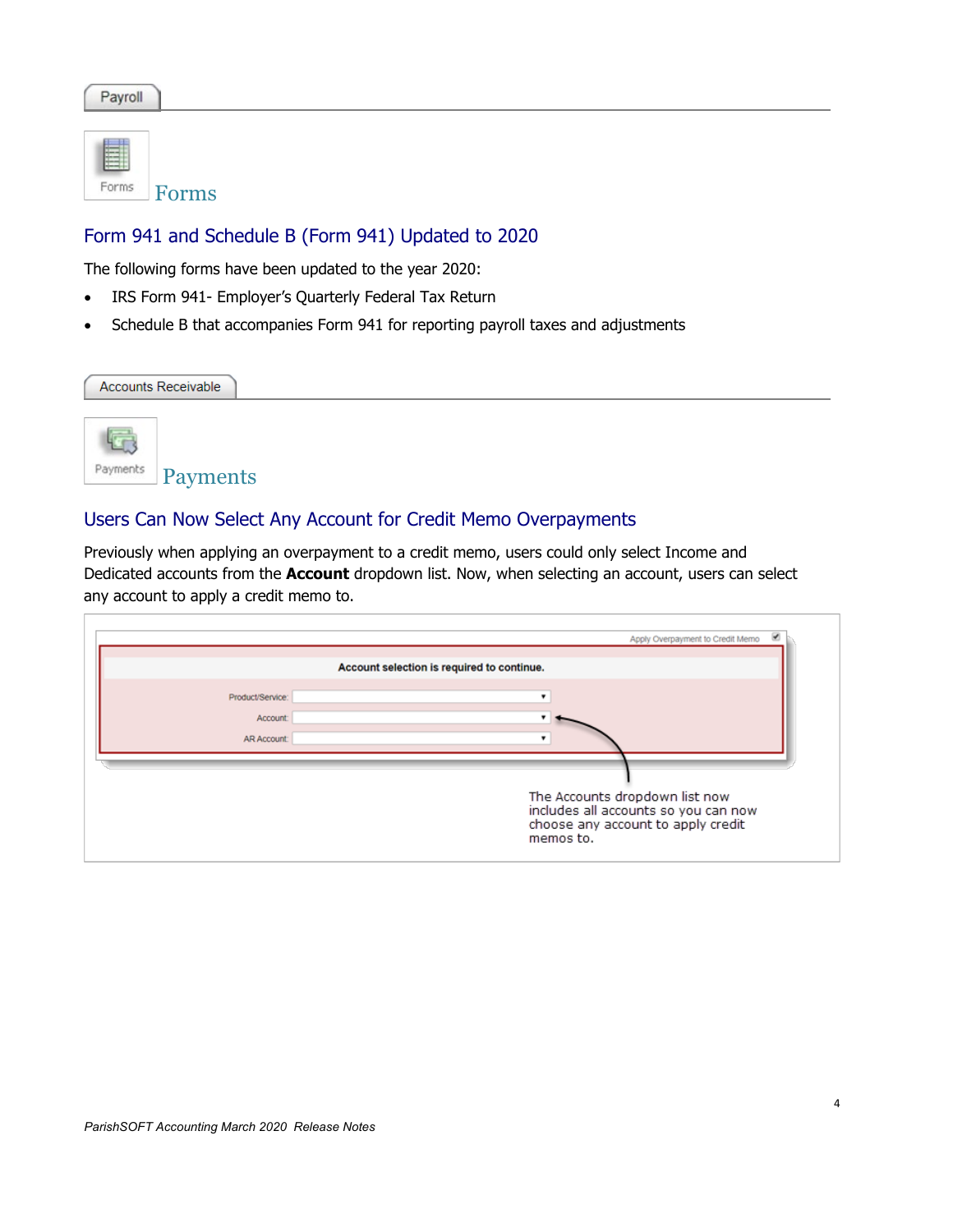Payroll

Forms

## Form 941 and Schedule B (Form 941) Updated to 2020

The following forms have been updated to the year 2020:

- IRS Form 941- Employer's Quarterly Federal Tax Return
- Schedule B that accompanies Form 941 for reporting payroll taxes and adjustments

Accounts Receivable

Payments

## Users Can Now Select Any Account for Credit Memo Overpayments

Previously when applying an overpayment to a credit memo, users could only select Income and Dedicated accounts from the **Account** dropdown list. Now, when selecting an account, users can select any account to apply a credit memo to.

Apply Overpayment to Credit Memo

**Account selection is required to continue.**

Product/Service:

Account:

AR Account:

The Accounts dropdown list now includes all accounts so you can now choose any account to apply credit memos to.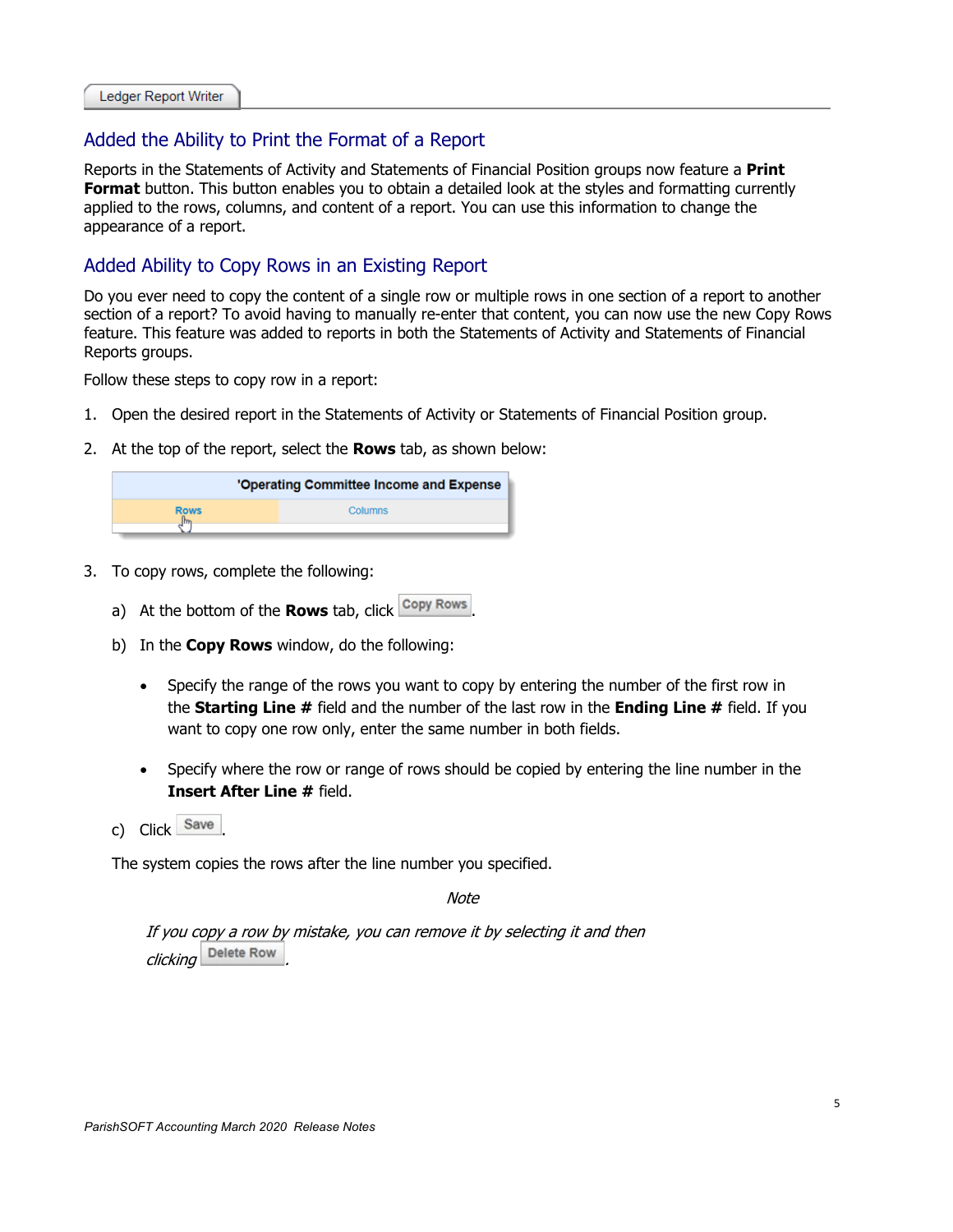## Added the Ability to Print the Format of a Report

Reports in the Statements of Activity and Statements of Financial Position groups now feature a **Print Format** button. This button enables you to obtain a detailed look at the styles and formatting currently applied to the rows, columns, and content of a report. You can use this information to change the appearance of a report.

## Added Ability to Copy Rows in an Existing Report

Do you ever need to copy the content of a single row or multiple rows in one section of a report to another section of a report? To avoid having to manually re-enter that content, you can now use the new Copy Rows feature. This feature was added to reports in both the Statements of Activity and Statements of Financial Reports groups.

Follow these steps to copy row in a report:

1. Open the desired report in the Statements of Activity or Statements of Financial Position group.

2. At the top of the report, select the **Rows** tab, as shown below:

   'Operating Committee Income and Expense

   | Rows | Columns |
   |---|---|

3. To copy rows, complete the following:

   a) At the bottom of the **Rows** tab, click Copy Rows.

   b) In the **Copy Rows** window, do the following:

   - Specify the range of the rows you want to copy by entering the number of the first row in the **Starting Line #** field and the number of the last row in the **Ending Line #** field. If you want to copy one row only, enter the same number in both fields.

   - Specify where the row or range of rows should be copied by entering the line number in the **Insert After Line #** field.

   c) Click Save.

   The system copies the rows after the line number you specified.

   *Note*

   *If you copy a row by mistake, you can remove it by selecting it and then clicking* Delete Row*.*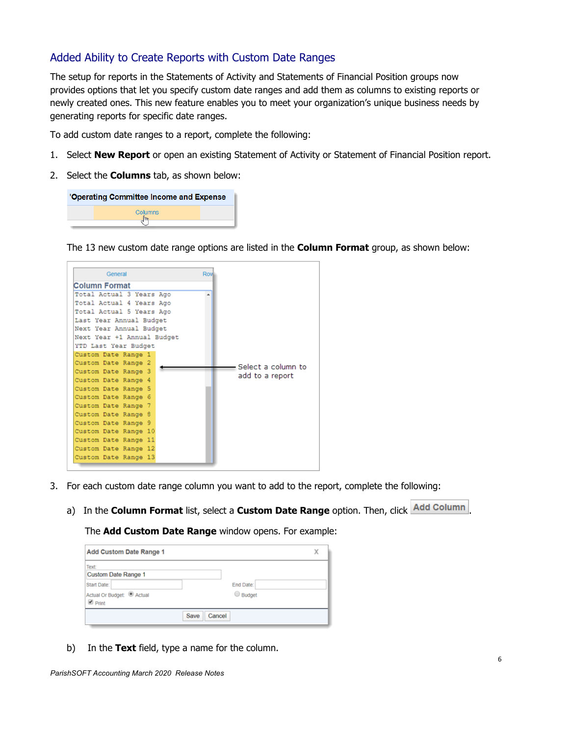## Added Ability to Create Reports with Custom Date Ranges

The setup for reports in the Statements of Activity and Statements of Financial Position groups now provides options that let you specify custom date ranges and add them as columns to existing reports or newly created ones. This new feature enables you to meet your organization's unique business needs by generating reports for specific date ranges.

To add custom date ranges to a report, complete the following:

1. Select **New Report** or open an existing Statement of Activity or Statement of Financial Position report.
2. Select the **Columns** tab, as shown below:

   The 13 new custom date range options are listed in the **Column Format** group, as shown below:

3. For each custom date range column you want to add to the report, complete the following:

   a) In the **Column Format** list, select a **Custom Date Range** option. Then, click **Add Column**.

   The **Add Custom Date Range** window opens. For example:

   b) In the **Text** field, type a name for the column.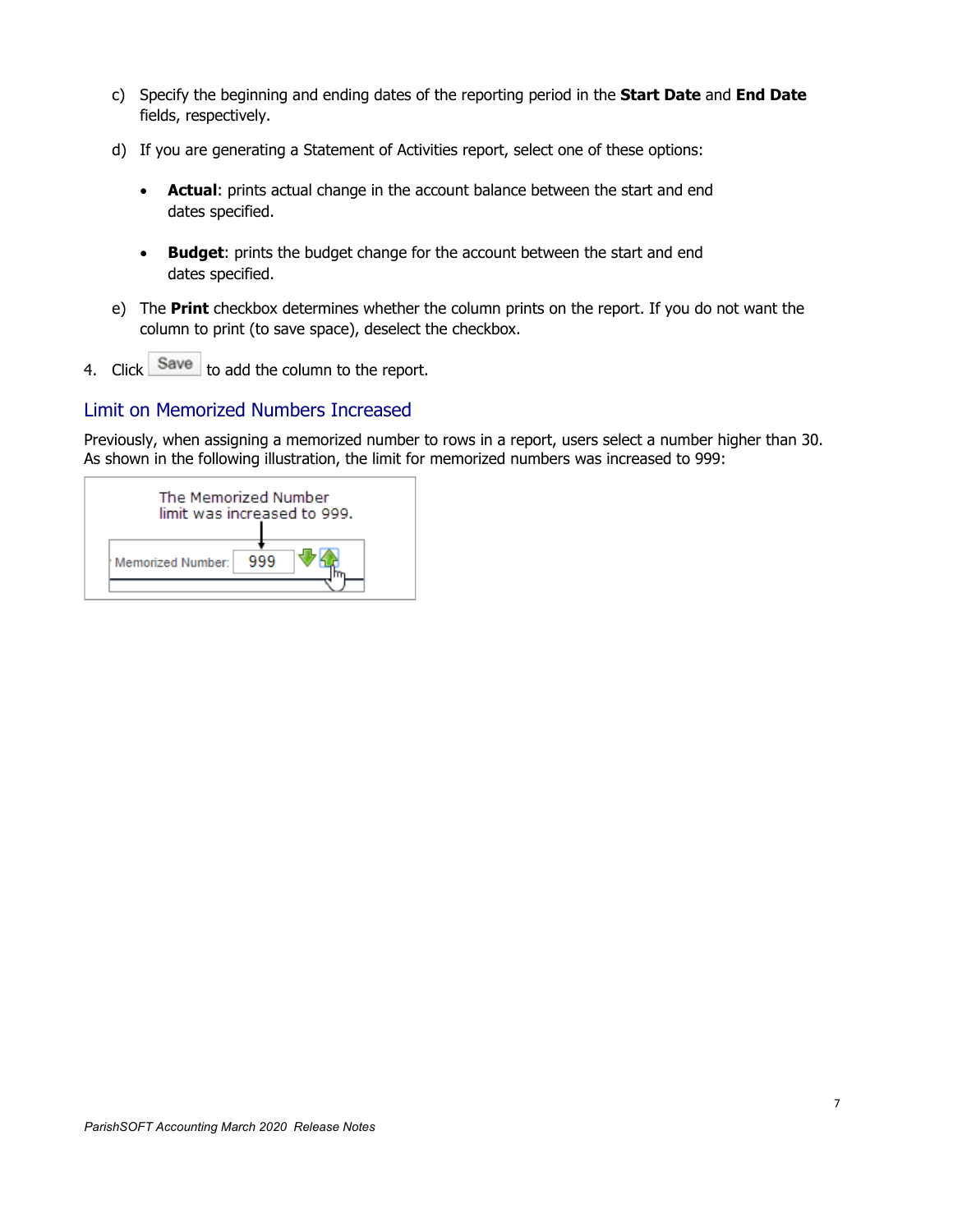c) Specify the beginning and ending dates of the reporting period in the **Start Date** and **End Date** fields, respectively.

d) If you are generating a Statement of Activities report, select one of these options:

- **Actual**: prints actual change in the account balance between the start and end dates specified.

- **Budget**: prints the budget change for the account between the start and end dates specified.

e) The **Print** checkbox determines whether the column prints on the report. If you do not want the column to print (to save space), deselect the checkbox.

4. Click Save to add the column to the report.

## Limit on Memorized Numbers Increased

Previously, when assigning a memorized number to rows in a report, users select a number higher than 30. As shown in the following illustration, the limit for memorized numbers was increased to 999:

The Memorized Number limit was increased to 999.

Memorized Number: 999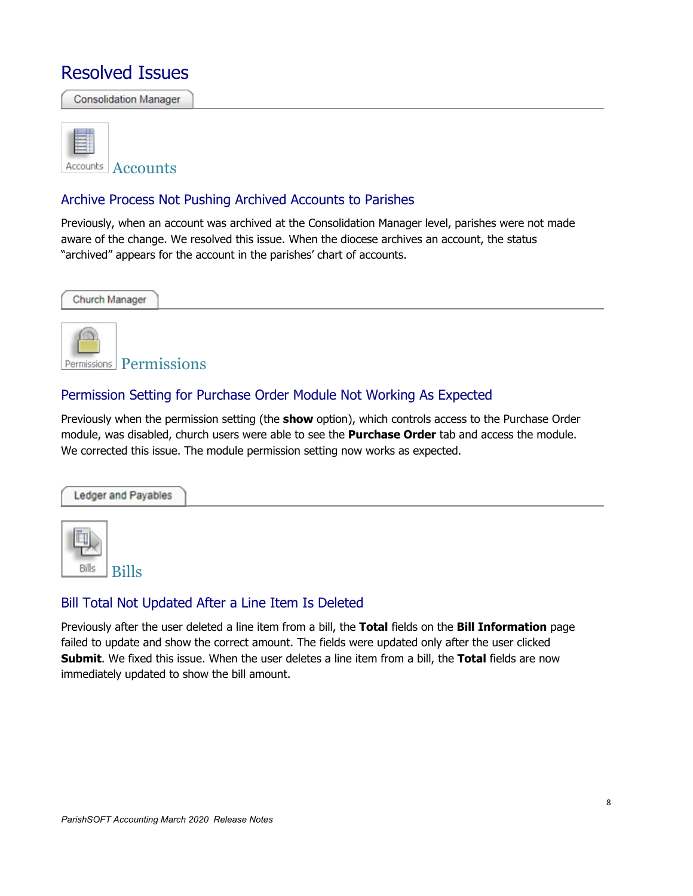# Resolved Issues

Consolidation Manager

### Accounts

## Archive Process Not Pushing Archived Accounts to Parishes

Previously, when an account was archived at the Consolidation Manager level, parishes were not made aware of the change. We resolved this issue. When the diocese archives an account, the status "archived" appears for the account in the parishes' chart of accounts.

Church Manager

### Permissions

## Permission Setting for Purchase Order Module Not Working As Expected

Previously when the permission setting (the **show** option), which controls access to the Purchase Order module, was disabled, church users were able to see the **Purchase Order** tab and access the module. We corrected this issue. The module permission setting now works as expected.

Ledger and Payables

### Bills

## Bill Total Not Updated After a Line Item Is Deleted

Previously after the user deleted a line item from a bill, the **Total** fields on the **Bill Information** page failed to update and show the correct amount. The fields were updated only after the user clicked **Submit**. We fixed this issue. When the user deletes a line item from a bill, the **Total** fields are now immediately updated to show the bill amount.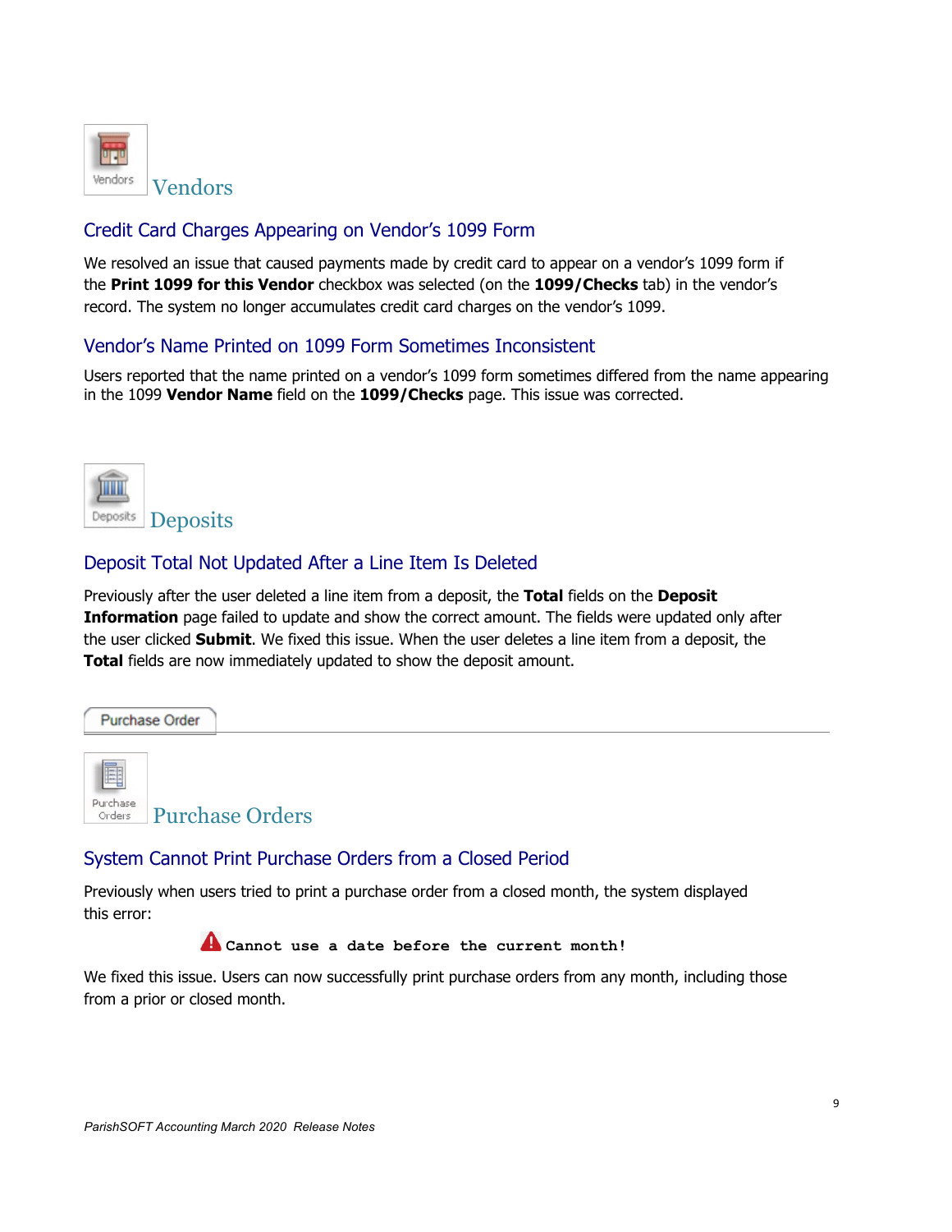# Vendors

## Credit Card Charges Appearing on Vendor's 1099 Form

We resolved an issue that caused payments made by credit card to appear on a vendor's 1099 form if the **Print 1099 for this Vendor** checkbox was selected (on the **1099/Checks** tab) in the vendor's record. The system no longer accumulates credit card charges on the vendor's 1099.

## Vendor's Name Printed on 1099 Form Sometimes Inconsistent

Users reported that the name printed on a vendor's 1099 form sometimes differed from the name appearing in the 1099 **Vendor Name** field on the **1099/Checks** page. This issue was corrected.

# Deposits

## Deposit Total Not Updated After a Line Item Is Deleted

Previously after the user deleted a line item from a deposit, the **Total** fields on the **Deposit Information** page failed to update and show the correct amount. The fields were updated only after the user clicked **Submit**. We fixed this issue. When the user deletes a line item from a deposit, the **Total** fields are now immediately updated to show the deposit amount.

Purchase Order

# Purchase Orders

## System Cannot Print Purchase Orders from a Closed Period

Previously when users tried to print a purchase order from a closed month, the system displayed this error:

```
Cannot use a date before the current month!
```

We fixed this issue. Users can now successfully print purchase orders from any month, including those from a prior or closed month.